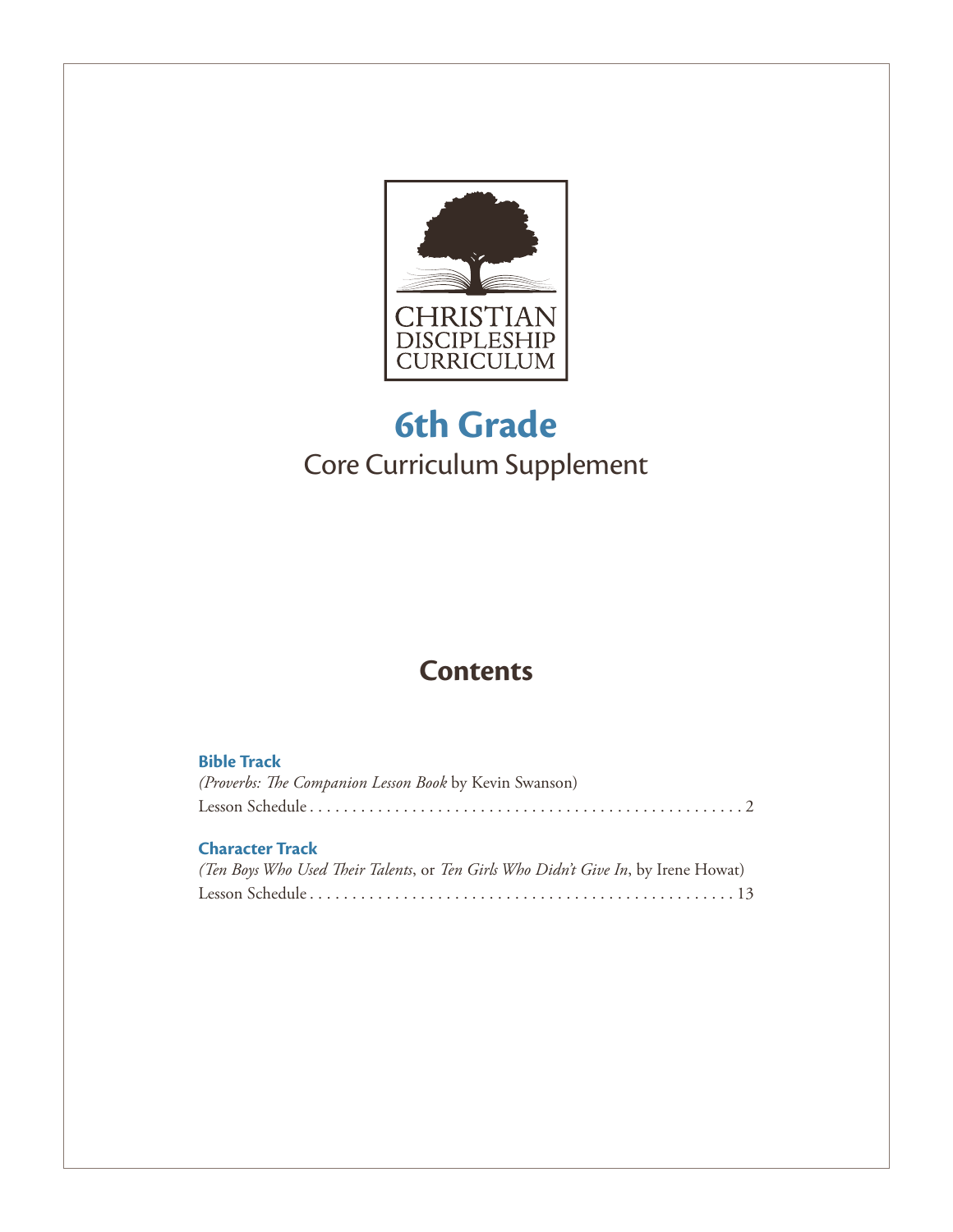CHRISTIAN DISCIPLESHIP CURRICULUM

# 6th Grade

## Core Curriculum Supplement

## Contents

**Bible Track**
*(Proverbs: The Companion Lesson Book* by Kevin Swanson)
Lesson Schedule . . . . . . . . . . . . . . . . . . . . . . . . . . . . . . . . . . . . . . . . . . . . . . . . . . 2

**Character Track**
*(Ten Boys Who Used Their Talents*, or *Ten Girls Who Didn't Give In*, by Irene Howat)
Lesson Schedule . . . . . . . . . . . . . . . . . . . . . . . . . . . . . . . . . . . . . . . . . . . . . . . . . 13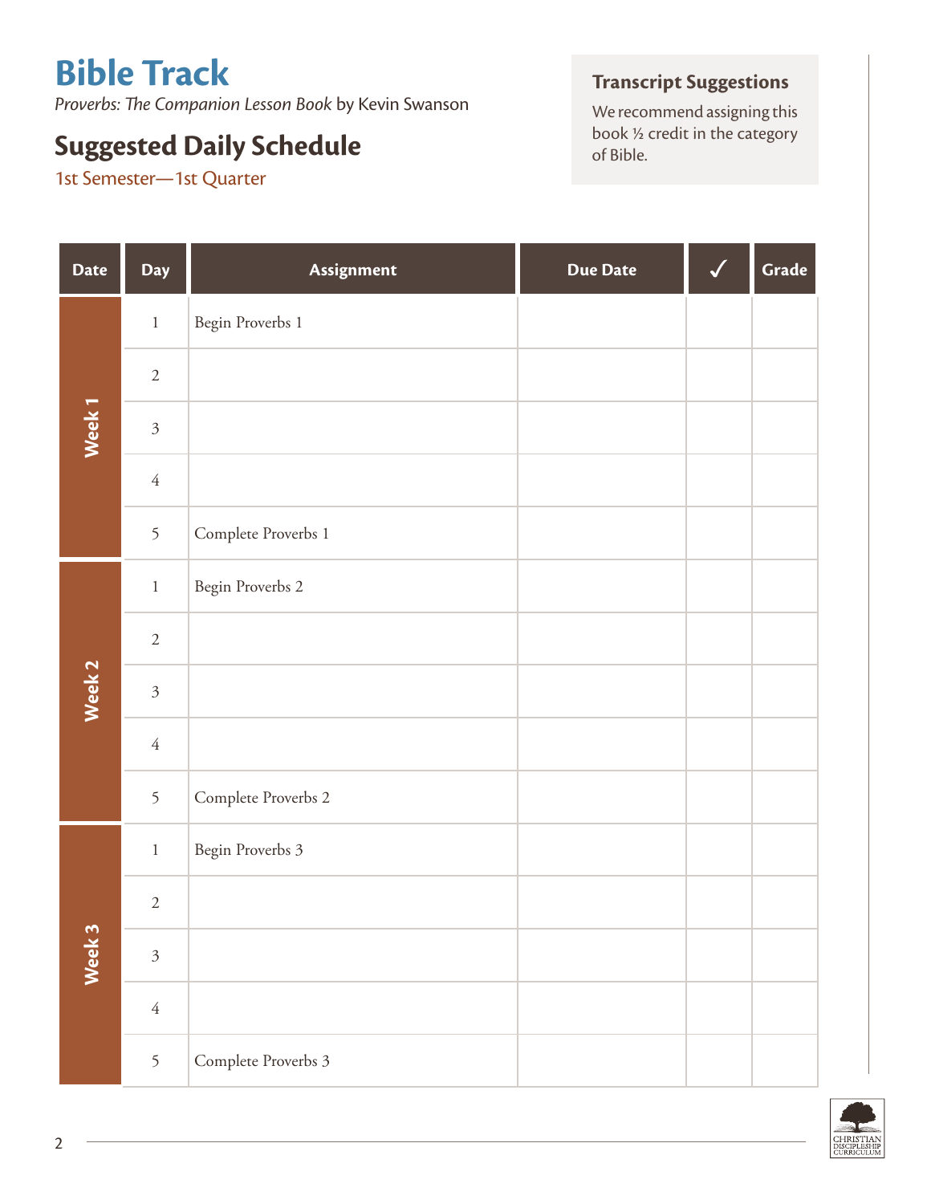# Bible Track

*Proverbs: The Companion Lesson Book* by Kevin Swanson

## Suggested Daily Schedule

1st Semester—1st Quarter

### Transcript Suggestions

We recommend assigning this book ½ credit in the category of Bible.

| Date | Day | Assignment | Due Date | ✓ | Grade |
|---|---|---|---|---|---|
| Week 1 | 1 | Begin Proverbs 1 | | | |
| | 2 | | | | |
| | 3 | | | | |
| | 4 | | | | |
| | 5 | Complete Proverbs 1 | | | |
| Week 2 | 1 | Begin Proverbs 2 | | | |
| | 2 | | | | |
| | 3 | | | | |
| | 4 | | | | |
| | 5 | Complete Proverbs 2 | | | |
| Week 3 | 1 | Begin Proverbs 3 | | | |
| | 2 | | | | |
| | 3 | | | | |
| | 4 | | | | |
| | 5 | Complete Proverbs 3 | | | |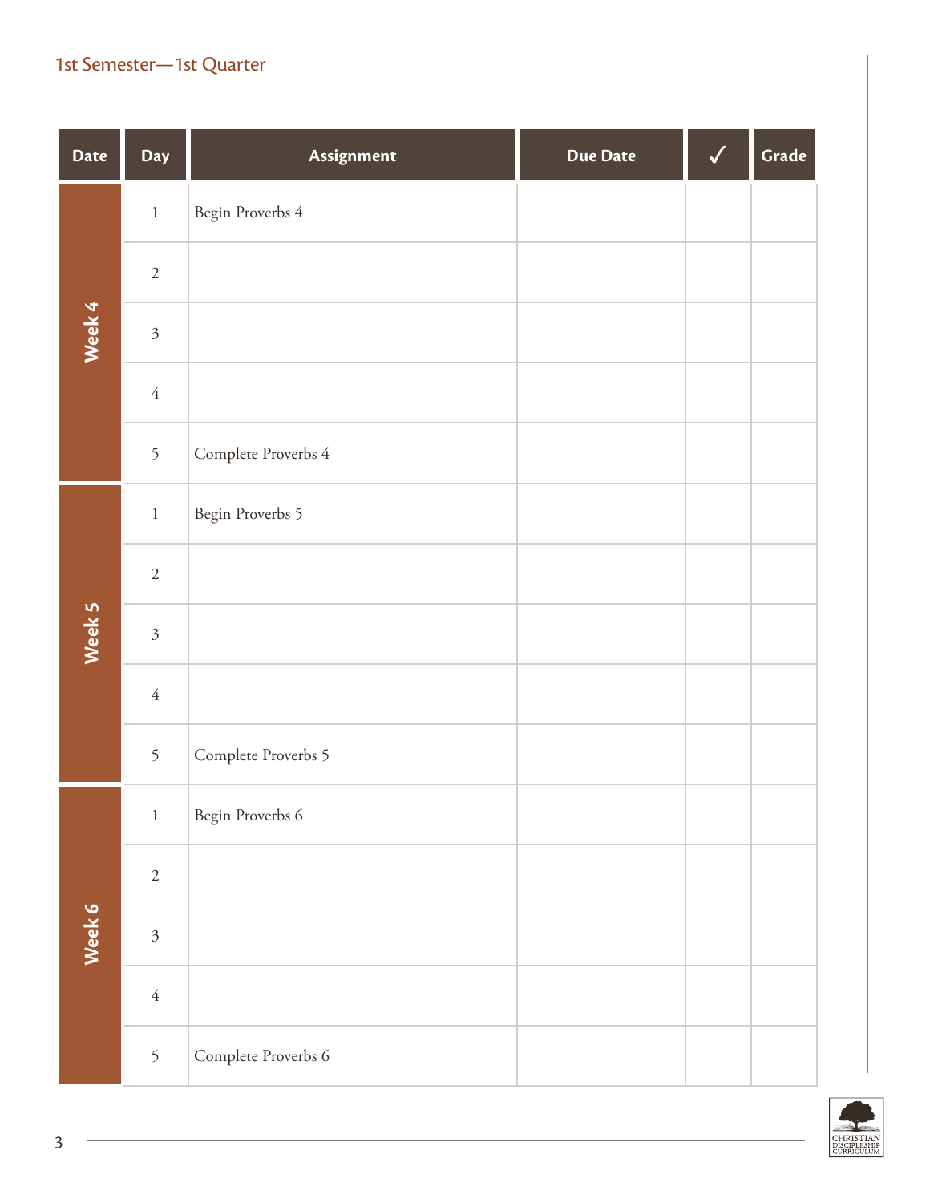1st Semester—1st Quarter

| Date | Day | Assignment | Due Date | ✓ | Grade |
|---|---|---|---|---|---|
| Week 4 | 1 | Begin Proverbs 4 | | | |
| | 2 | | | | |
| | 3 | | | | |
| | 4 | | | | |
| | 5 | Complete Proverbs 4 | | | |
| Week 5 | 1 | Begin Proverbs 5 | | | |
| | 2 | | | | |
| | 3 | | | | |
| | 4 | | | | |
| | 5 | Complete Proverbs 5 | | | |
| Week 6 | 1 | Begin Proverbs 6 | | | |
| | 2 | | | | |
| | 3 | | | | |
| | 4 | | | | |
| | 5 | Complete Proverbs 6 | | | |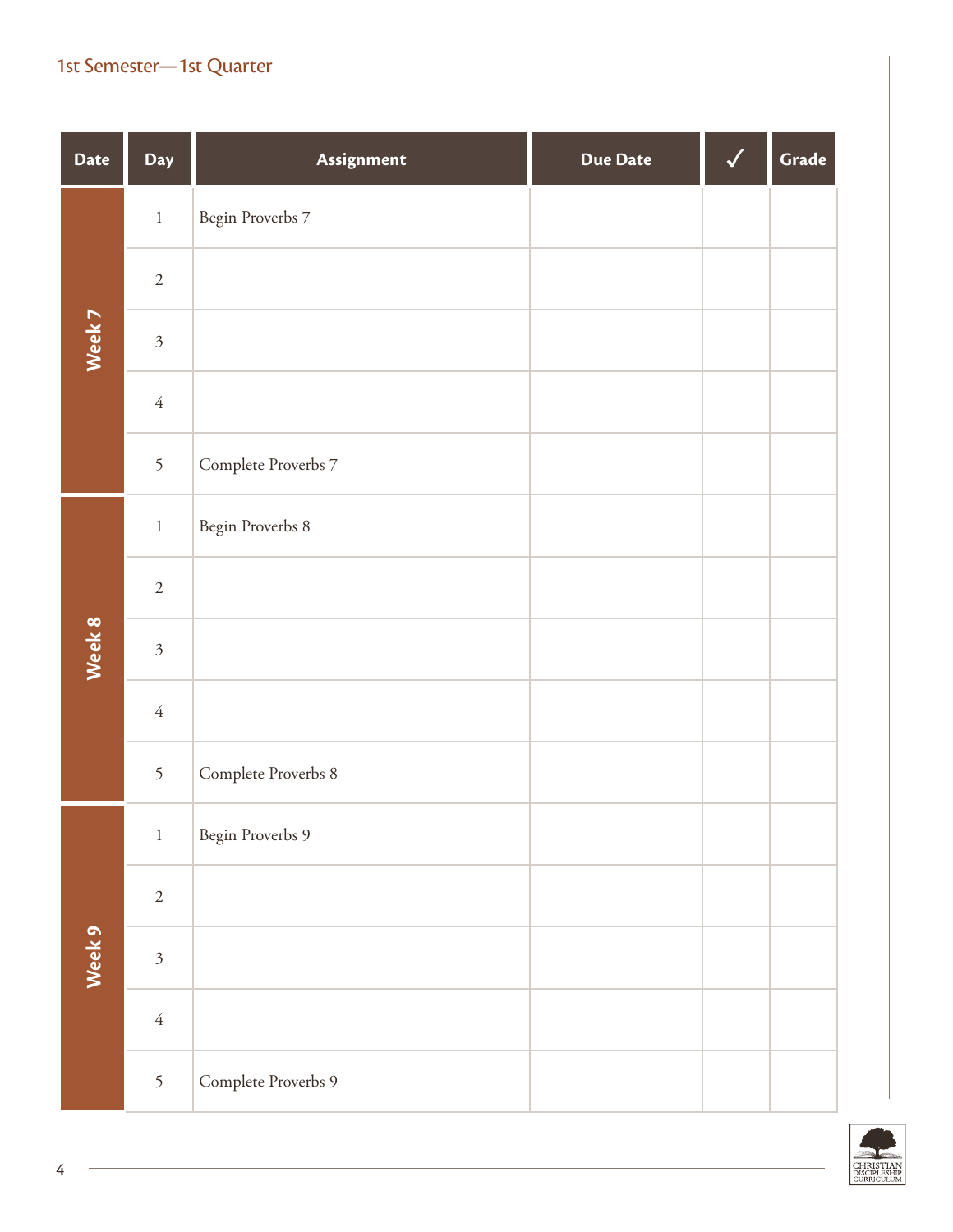## 1st Semester—1st Quarter

| Date | Day | Assignment | Due Date | ✓ | Grade |
|---|---|---|---|---|---|
| Week 7 | 1 | Begin Proverbs 7 | | | |
| | 2 | | | | |
| | 3 | | | | |
| | 4 | | | | |
| | 5 | Complete Proverbs 7 | | | |
| Week 8 | 1 | Begin Proverbs 8 | | | |
| | 2 | | | | |
| | 3 | | | | |
| | 4 | | | | |
| | 5 | Complete Proverbs 8 | | | |
| Week 9 | 1 | Begin Proverbs 9 | | | |
| | 2 | | | | |
| | 3 | | | | |
| | 4 | | | | |
| | 5 | Complete Proverbs 9 | | | |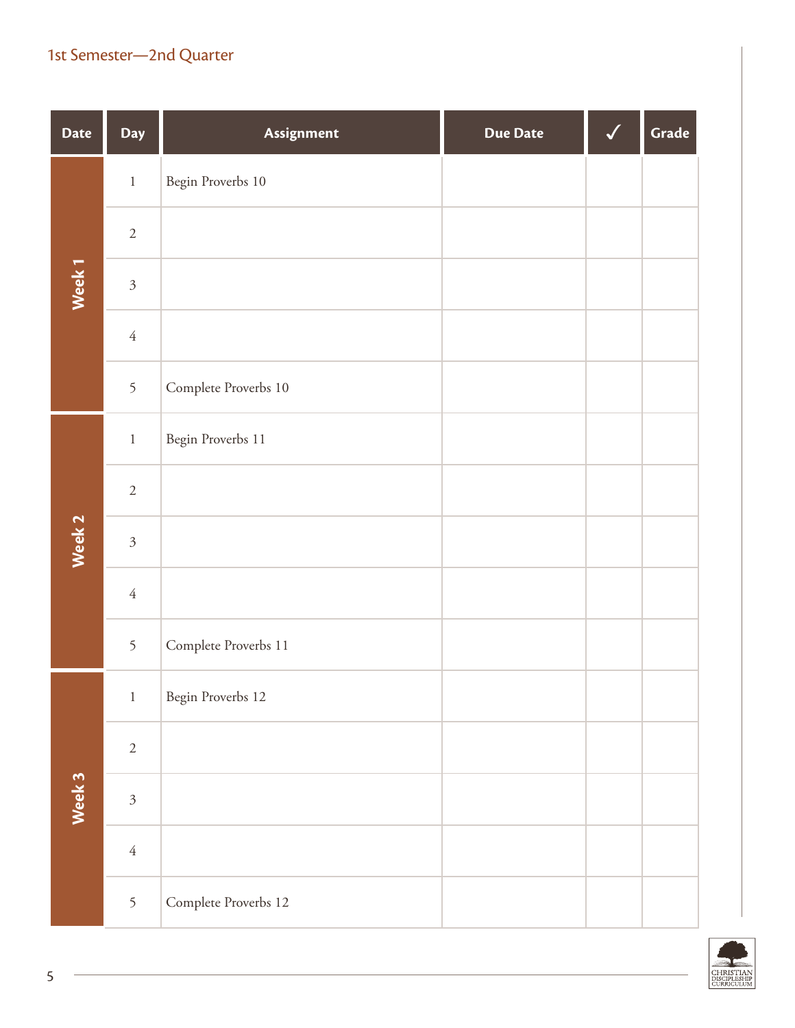1st Semester—2nd Quarter

| Date | Day | Assignment | Due Date | ✓ | Grade |
|---|---|---|---|---|---|
| Week 1 | 1 | Begin Proverbs 10 | | | |
| | 2 | | | | |
| | 3 | | | | |
| | 4 | | | | |
| | 5 | Complete Proverbs 10 | | | |
| Week 2 | 1 | Begin Proverbs 11 | | | |
| | 2 | | | | |
| | 3 | | | | |
| | 4 | | | | |
| | 5 | Complete Proverbs 11 | | | |
| Week 3 | 1 | Begin Proverbs 12 | | | |
| | 2 | | | | |
| | 3 | | | | |
| | 4 | | | | |
| | 5 | Complete Proverbs 12 | | | |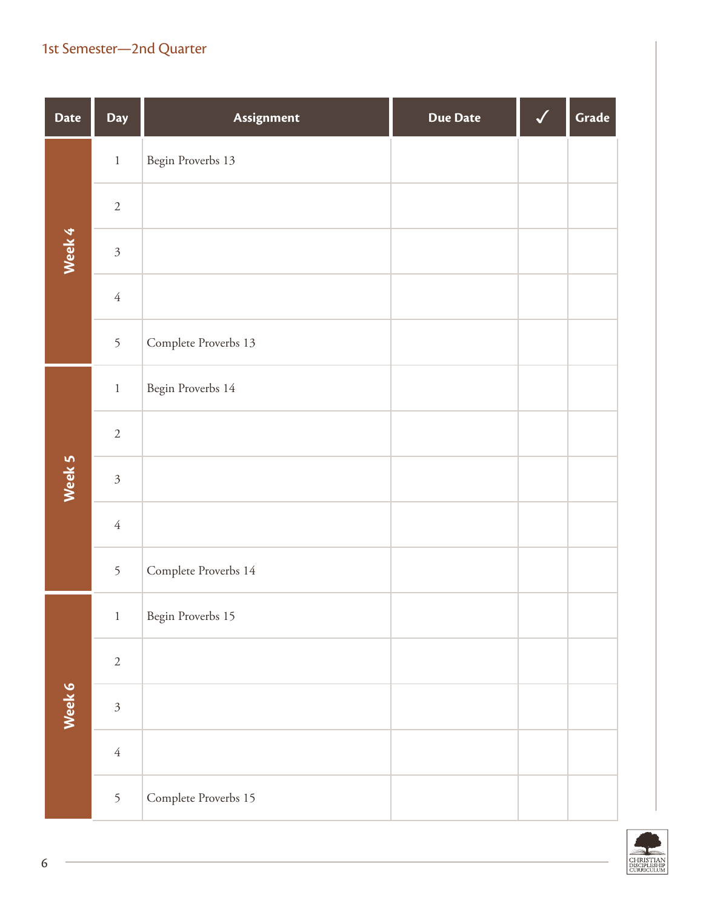1st Semester—2nd Quarter

| Date | Day | Assignment | Due Date | ✓ | Grade |
|---|---|---|---|---|---|
| Week 4 | 1 | Begin Proverbs 13 | | | |
| | 2 | | | | |
| | 3 | | | | |
| | 4 | | | | |
| | 5 | Complete Proverbs 13 | | | |
| Week 5 | 1 | Begin Proverbs 14 | | | |
| | 2 | | | | |
| | 3 | | | | |
| | 4 | | | | |
| | 5 | Complete Proverbs 14 | | | |
| Week 6 | 1 | Begin Proverbs 15 | | | |
| | 2 | | | | |
| | 3 | | | | |
| | 4 | | | | |
| | 5 | Complete Proverbs 15 | | | |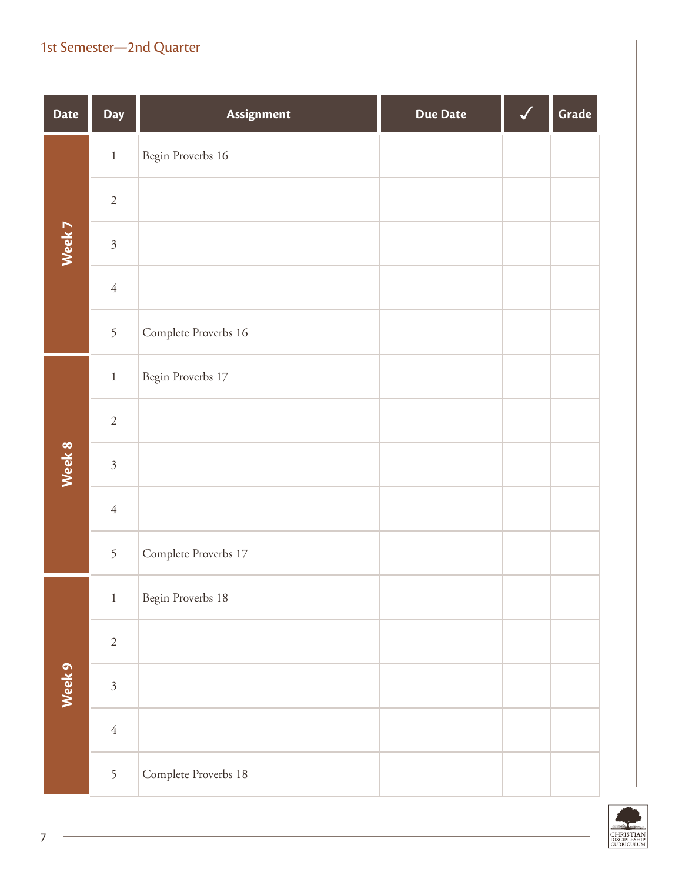## 1st Semester—2nd Quarter

| Date | Day | Assignment | Due Date | ✓ | Grade |
|---|---|---|---|---|---|
| Week 7 | 1 | Begin Proverbs 16 | | | |
| | 2 | | | | |
| | 3 | | | | |
| | 4 | | | | |
| | 5 | Complete Proverbs 16 | | | |
| Week 8 | 1 | Begin Proverbs 17 | | | |
| | 2 | | | | |
| | 3 | | | | |
| | 4 | | | | |
| | 5 | Complete Proverbs 17 | | | |
| Week 9 | 1 | Begin Proverbs 18 | | | |
| | 2 | | | | |
| | 3 | | | | |
| | 4 | | | | |
| | 5 | Complete Proverbs 18 | | | |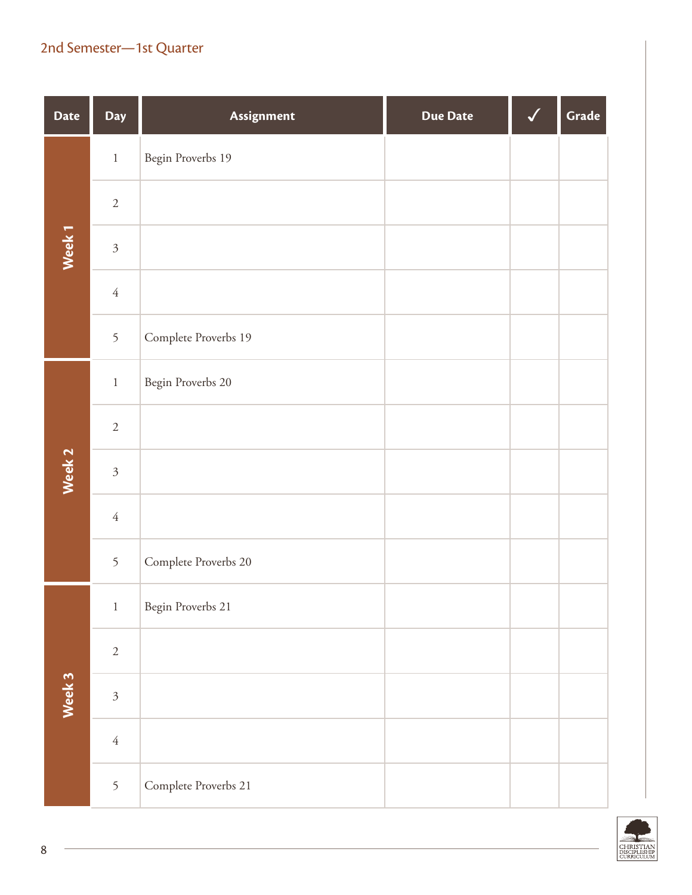## 2nd Semester—1st Quarter

| Date | Day | Assignment | Due Date | ✓ | Grade |
|---|---|---|---|---|---|
| Week 1 | 1 | Begin Proverbs 19 | | | |
| | 2 | | | | |
| | 3 | | | | |
| | 4 | | | | |
| | 5 | Complete Proverbs 19 | | | |
| Week 2 | 1 | Begin Proverbs 20 | | | |
| | 2 | | | | |
| | 3 | | | | |
| | 4 | | | | |
| | 5 | Complete Proverbs 20 | | | |
| Week 3 | 1 | Begin Proverbs 21 | | | |
| | 2 | | | | |
| | 3 | | | | |
| | 4 | | | | |
| | 5 | Complete Proverbs 21 | | | |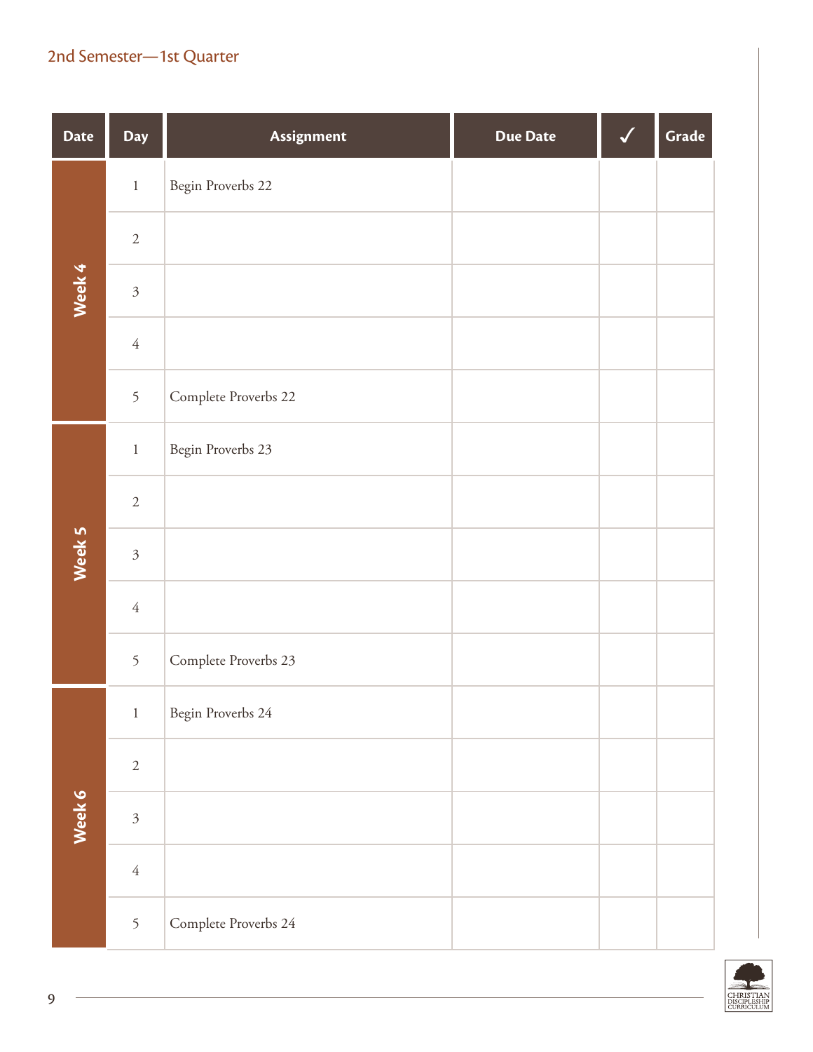## 2nd Semester—1st Quarter

| Date | Day | Assignment | Due Date | ✓ | Grade |
|---|---|---|---|---|---|
| Week 4 | 1 | Begin Proverbs 22 | | | |
| | 2 | | | | |
| | 3 | | | | |
| | 4 | | | | |
| | 5 | Complete Proverbs 22 | | | |
| Week 5 | 1 | Begin Proverbs 23 | | | |
| | 2 | | | | |
| | 3 | | | | |
| | 4 | | | | |
| | 5 | Complete Proverbs 23 | | | |
| Week 6 | 1 | Begin Proverbs 24 | | | |
| | 2 | | | | |
| | 3 | | | | |
| | 4 | | | | |
| | 5 | Complete Proverbs 24 | | | |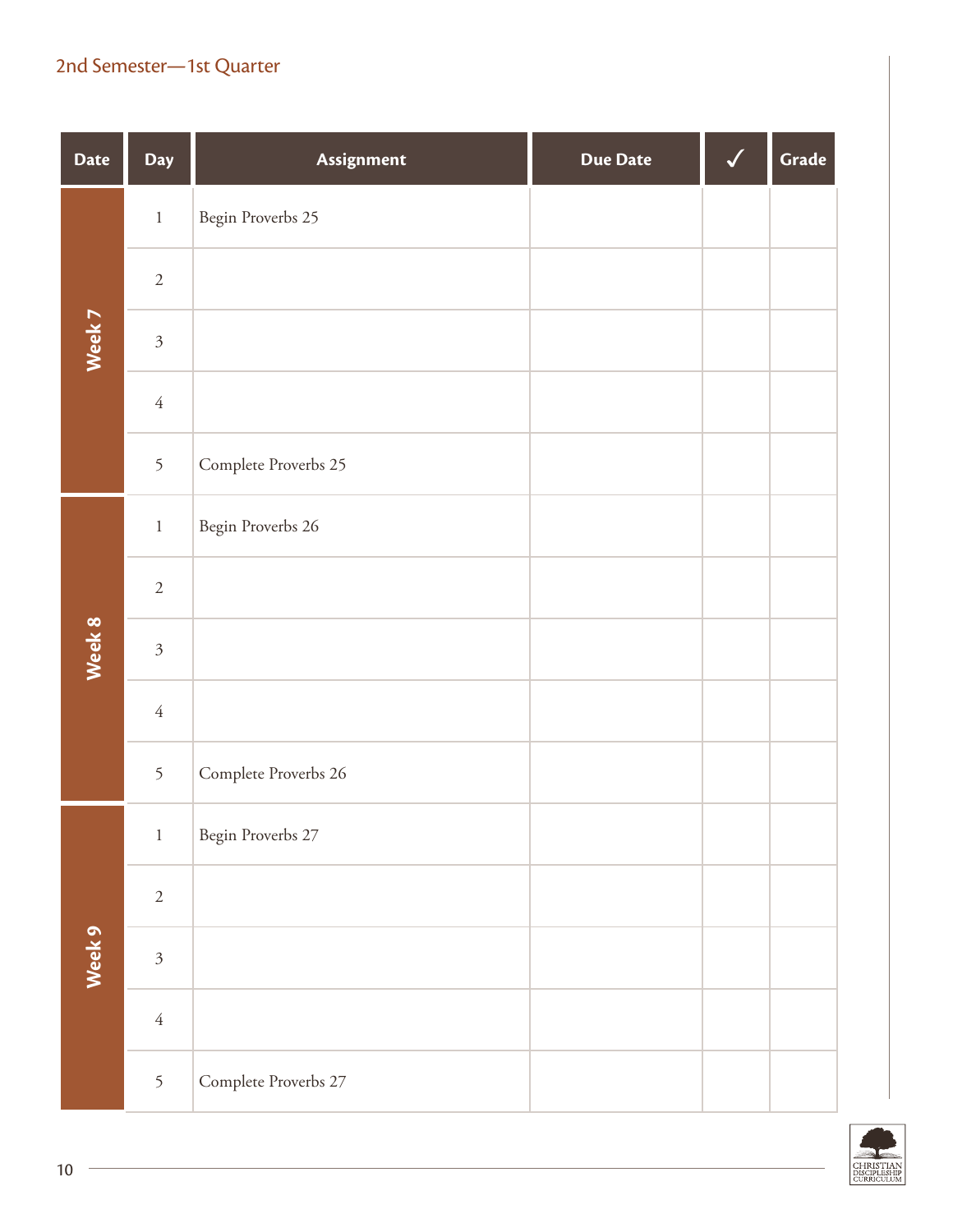## 2nd Semester—1st Quarter

| Date | Day | Assignment | Due Date | ✓ | Grade |
|---|---|---|---|---|---|
| Week 7 | 1 | Begin Proverbs 25 | | | |
| | 2 | | | | |
| | 3 | | | | |
| | 4 | | | | |
| | 5 | Complete Proverbs 25 | | | |
| Week 8 | 1 | Begin Proverbs 26 | | | |
| | 2 | | | | |
| | 3 | | | | |
| | 4 | | | | |
| | 5 | Complete Proverbs 26 | | | |
| Week 9 | 1 | Begin Proverbs 27 | | | |
| | 2 | | | | |
| | 3 | | | | |
| | 4 | | | | |
| | 5 | Complete Proverbs 27 | | | |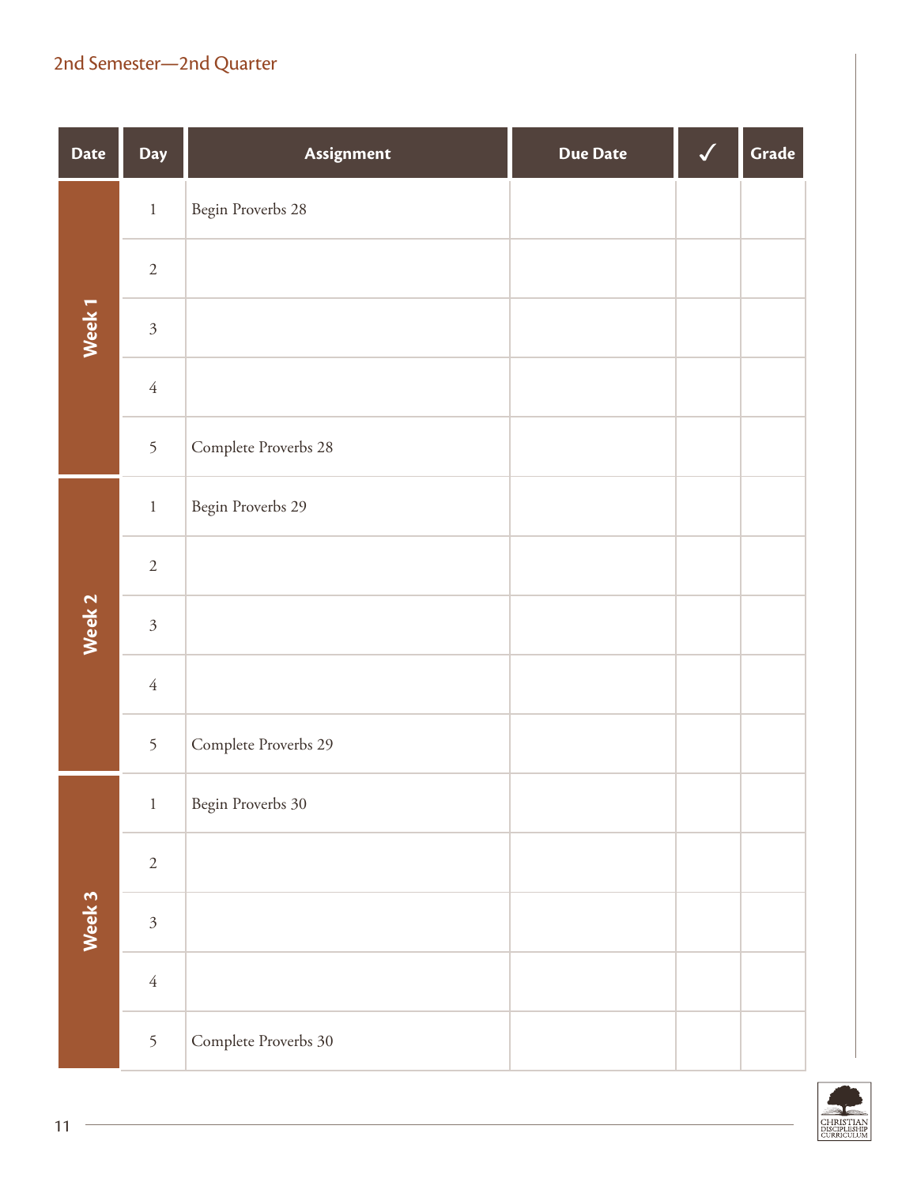## 2nd Semester—2nd Quarter

| Date | Day | Assignment | Due Date | ✓ | Grade |
|---|---|---|---|---|---|
| Week 1 | 1 | Begin Proverbs 28 | | | |
| | 2 | | | | |
| | 3 | | | | |
| | 4 | | | | |
| | 5 | Complete Proverbs 28 | | | |
| Week 2 | 1 | Begin Proverbs 29 | | | |
| | 2 | | | | |
| | 3 | | | | |
| | 4 | | | | |
| | 5 | Complete Proverbs 29 | | | |
| Week 3 | 1 | Begin Proverbs 30 | | | |
| | 2 | | | | |
| | 3 | | | | |
| | 4 | | | | |
| | 5 | Complete Proverbs 30 | | | |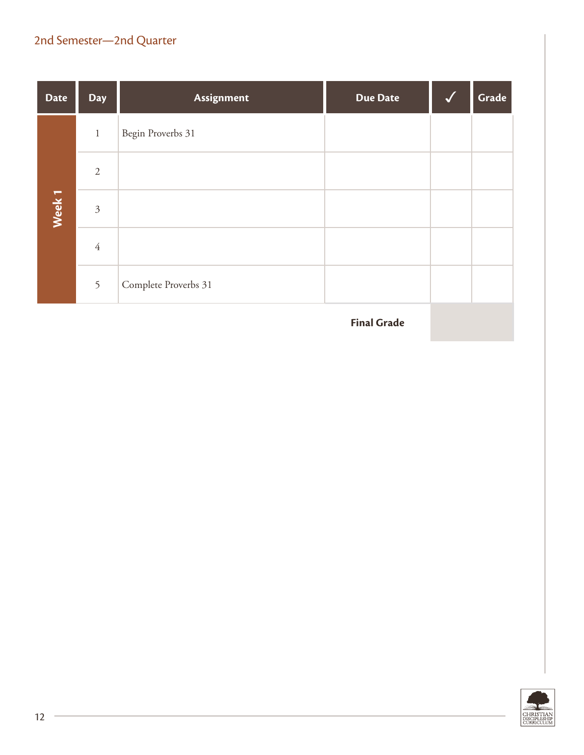## 2nd Semester—2nd Quarter

| Date | Day | Assignment | Due Date | ✓ | Grade |
|---|---|---|---|---|---|
| Week 1 | 1 | Begin Proverbs 31 | | | |
| | 2 | | | | |
| | 3 | | | | |
| | 4 | | | | |
| | 5 | Complete Proverbs 31 | | | |
| | | | **Final Grade** | | |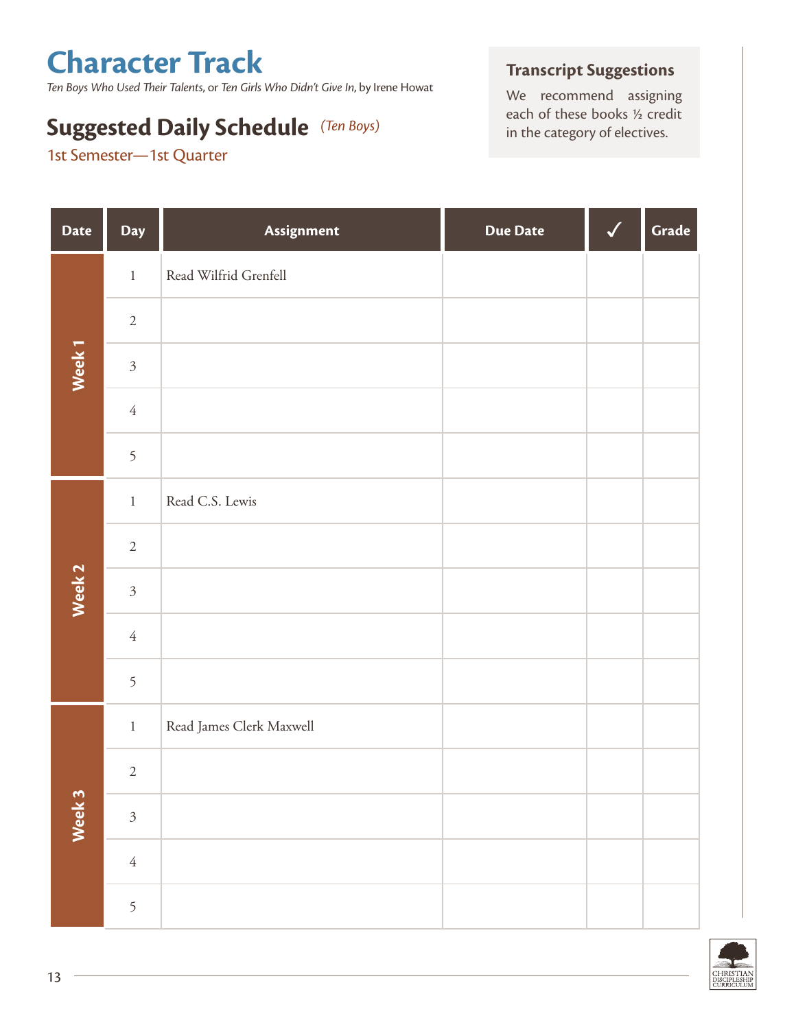# Character Track

*Ten Boys Who Used Their Talents*, or *Ten Girls Who Didn't Give In*, by Irene Howat

## Suggested Daily Schedule *(Ten Boys)*

1st Semester—1st Quarter

**Transcript Suggestions**

We recommend assigning each of these books ½ credit in the category of electives.

| Date | Day | Assignment | Due Date | ✓ | Grade |
|---|---|---|---|---|---|
| Week 1 | 1 | Read Wilfrid Grenfell | | | |
| | 2 | | | | |
| | 3 | | | | |
| | 4 | | | | |
| | 5 | | | | |
| Week 2 | 1 | Read C.S. Lewis | | | |
| | 2 | | | | |
| | 3 | | | | |
| | 4 | | | | |
| | 5 | | | | |
| Week 3 | 1 | Read James Clerk Maxwell | | | |
| | 2 | | | | |
| | 3 | | | | |
| | 4 | | | | |
| | 5 | | | | |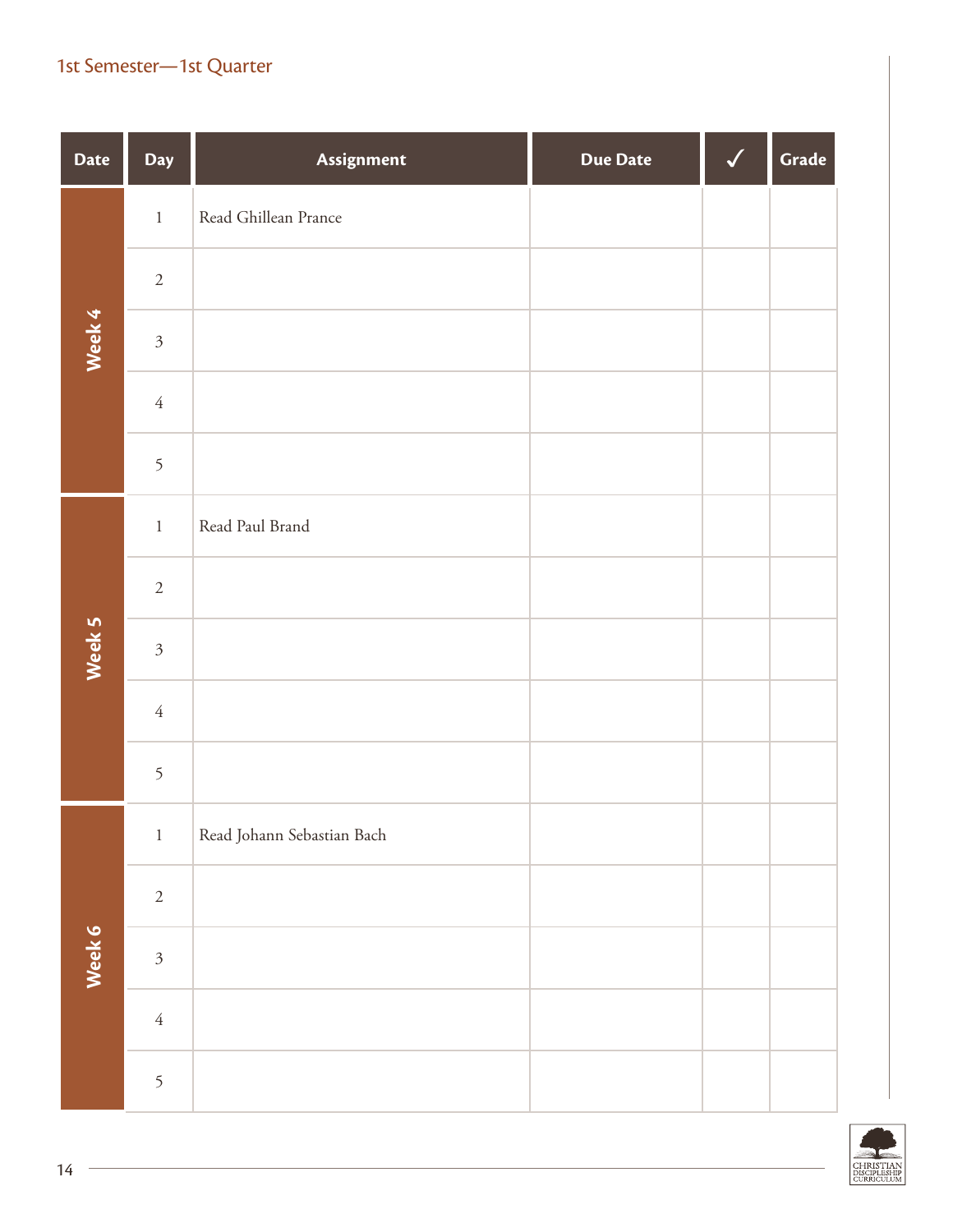1st Semester—1st Quarter

| Date | Day | Assignment | Due Date | ✓ | Grade |
|---|---|---|---|---|---|
| Week 4 | 1 | Read Ghillean Prance | | | |
| | 2 | | | | |
| | 3 | | | | |
| | 4 | | | | |
| | 5 | | | | |
| Week 5 | 1 | Read Paul Brand | | | |
| | 2 | | | | |
| | 3 | | | | |
| | 4 | | | | |
| | 5 | | | | |
| Week 6 | 1 | Read Johann Sebastian Bach | | | |
| | 2 | | | | |
| | 3 | | | | |
| | 4 | | | | |
| | 5 | | | | |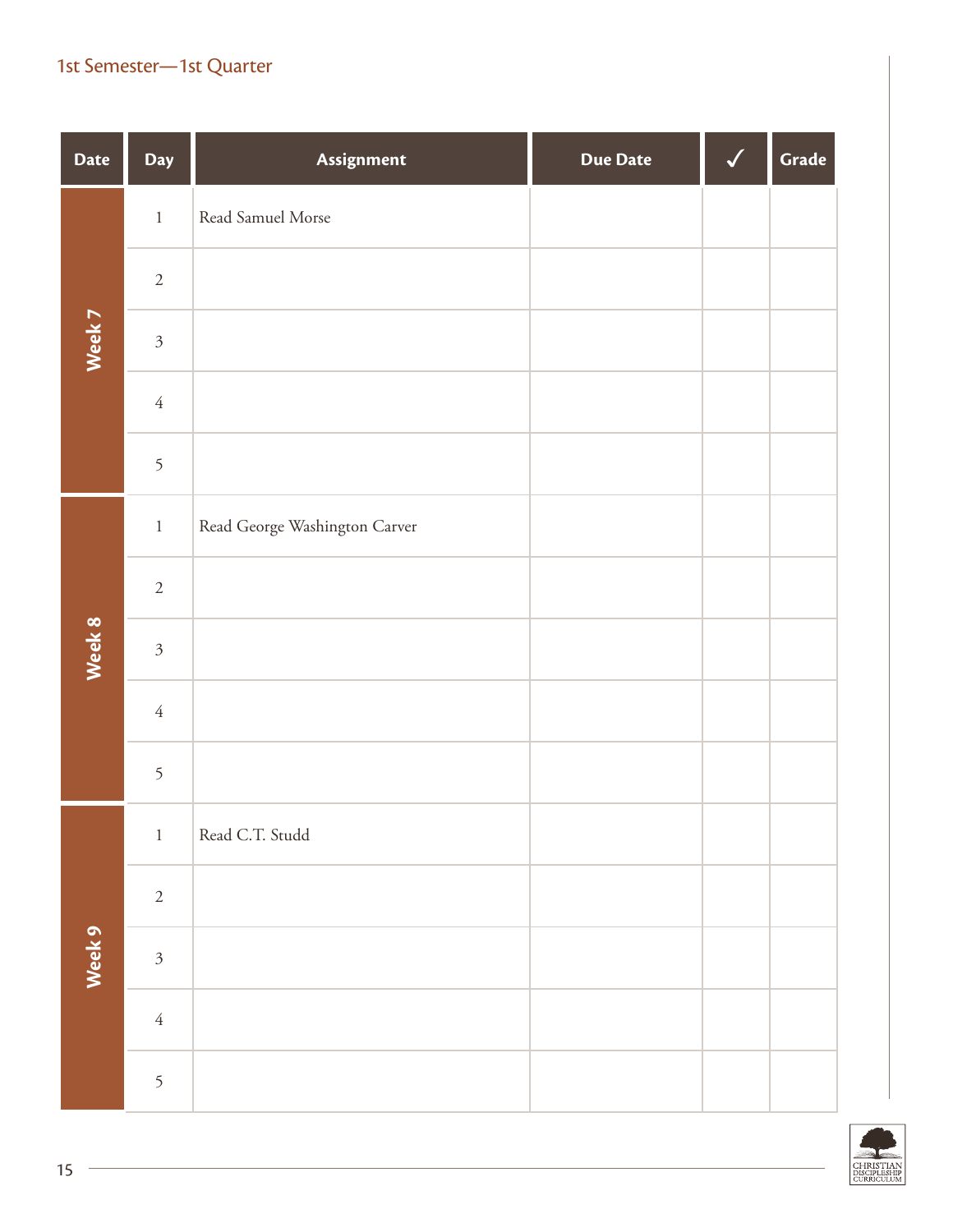1st Semester—1st Quarter

| Date | Day | Assignment | Due Date | ✓ | Grade |
|---|---|---|---|---|---|
| Week 7 | 1 | Read Samuel Morse | | | |
| | 2 | | | | |
| | 3 | | | | |
| | 4 | | | | |
| | 5 | | | | |
| Week 8 | 1 | Read George Washington Carver | | | |
| | 2 | | | | |
| | 3 | | | | |
| | 4 | | | | |
| | 5 | | | | |
| Week 9 | 1 | Read C.T. Studd | | | |
| | 2 | | | | |
| | 3 | | | | |
| | 4 | | | | |
| | 5 | | | | |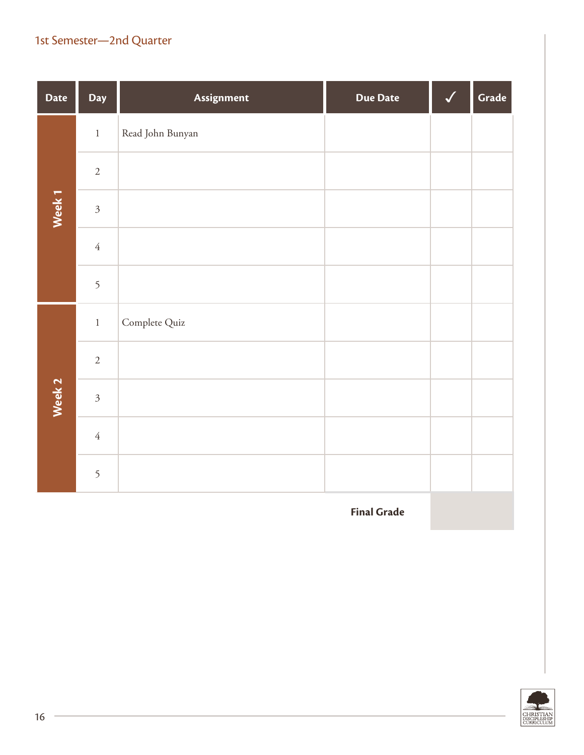## 1st Semester—2nd Quarter

| Date | Day | Assignment | Due Date | ✓ | Grade |
|---|---|---|---|---|---|
| Week 1 | 1 | Read John Bunyan | | | |
| | 2 | | | | |
| | 3 | | | | |
| | 4 | | | | |
| | 5 | | | | |
| Week 2 | 1 | Complete Quiz | | | |
| | 2 | | | | |
| | 3 | | | | |
| | 4 | | | | |
| | 5 | | | | |
| | | | **Final Grade** | | |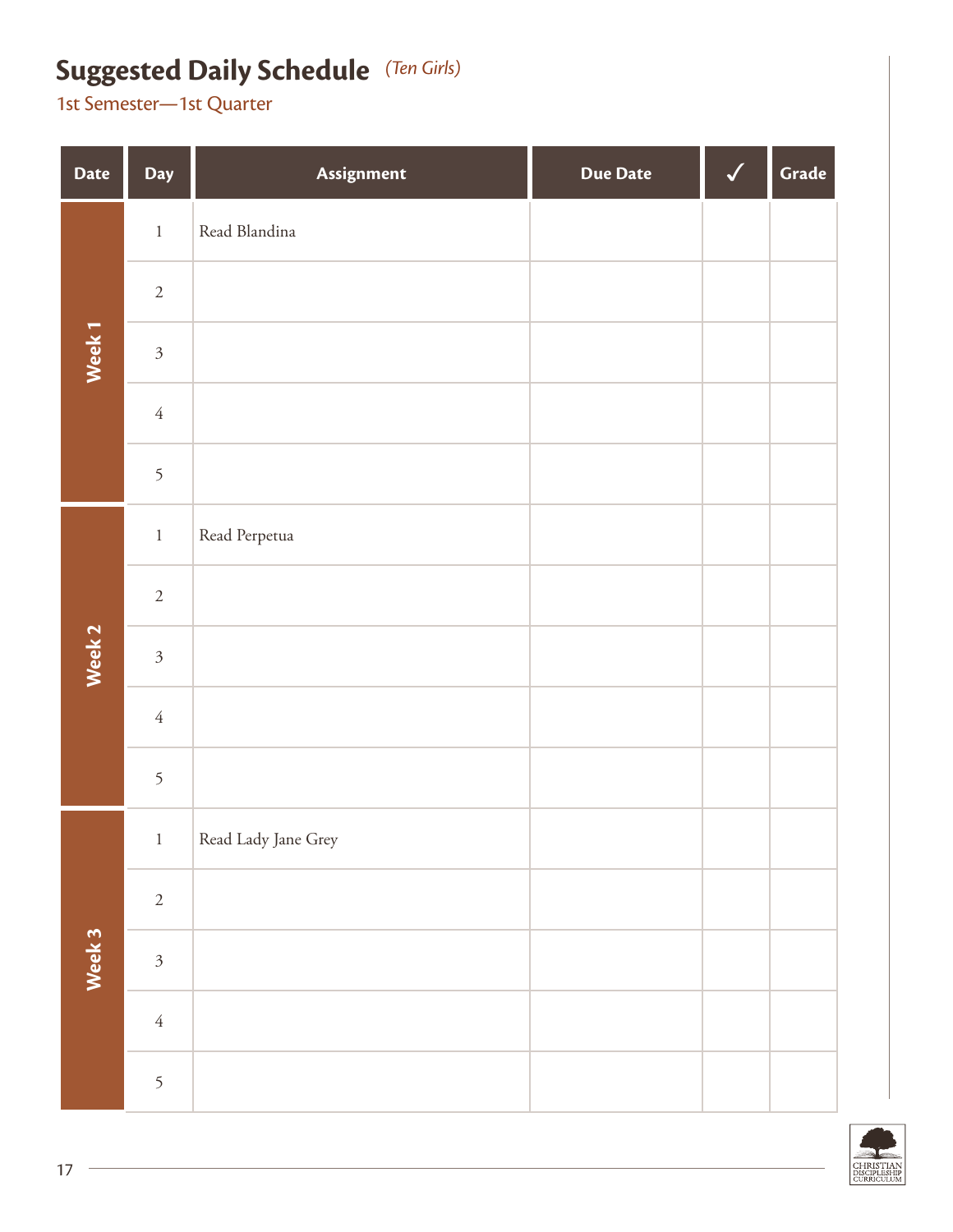## Suggested Daily Schedule *(Ten Girls)*

1st Semester—1st Quarter

| Date | Day | Assignment | Due Date | ✓ | Grade |
|---|---|---|---|---|---|
| Week 1 | 1 | Read Blandina | | | |
| | 2 | | | | |
| | 3 | | | | |
| | 4 | | | | |
| | 5 | | | | |
| Week 2 | 1 | Read Perpetua | | | |
| | 2 | | | | |
| | 3 | | | | |
| | 4 | | | | |
| | 5 | | | | |
| Week 3 | 1 | Read Lady Jane Grey | | | |
| | 2 | | | | |
| | 3 | | | | |
| | 4 | | | | |
| | 5 | | | | |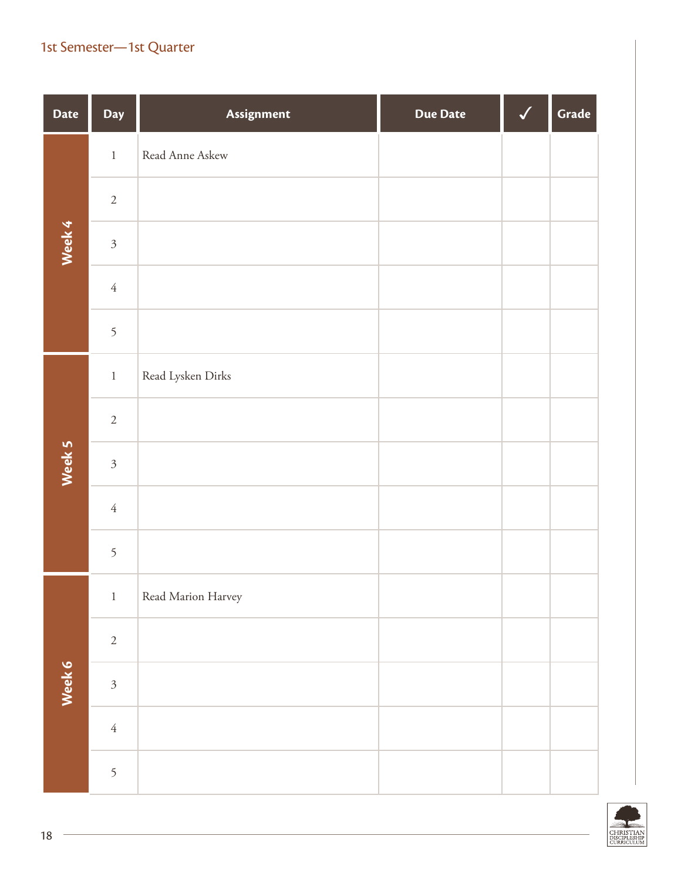1st Semester—1st Quarter

| Date | Day | Assignment | Due Date | ✓ | Grade |
|---|---|---|---|---|---|
| Week 4 | 1 | Read Anne Askew | | | |
| | 2 | | | | |
| | 3 | | | | |
| | 4 | | | | |
| | 5 | | | | |
| Week 5 | 1 | Read Lysken Dirks | | | |
| | 2 | | | | |
| | 3 | | | | |
| | 4 | | | | |
| | 5 | | | | |
| Week 6 | 1 | Read Marion Harvey | | | |
| | 2 | | | | |
| | 3 | | | | |
| | 4 | | | | |
| | 5 | | | | |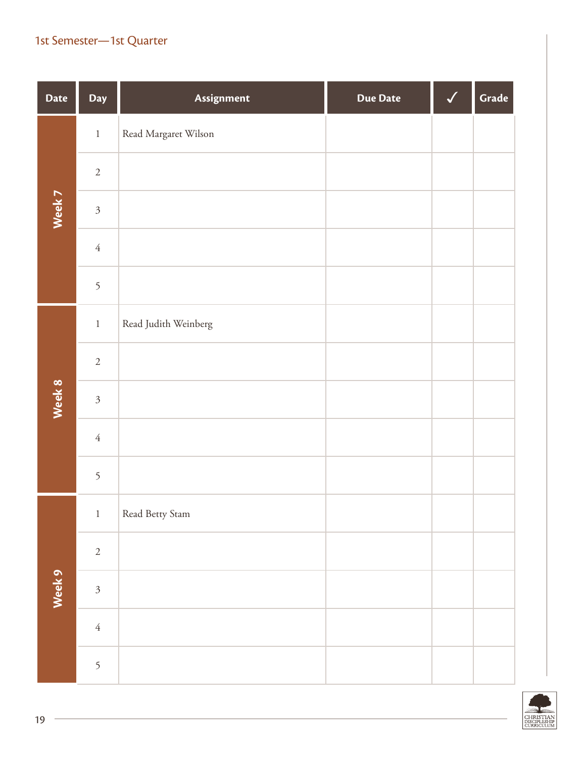1st Semester—1st Quarter

| Date | Day | Assignment | Due Date | ✓ | Grade |
|---|---|---|---|---|---|
| Week 7 | 1 | Read Margaret Wilson | | | |
| | 2 | | | | |
| | 3 | | | | |
| | 4 | | | | |
| | 5 | | | | |
| Week 8 | 1 | Read Judith Weinberg | | | |
| | 2 | | | | |
| | 3 | | | | |
| | 4 | | | | |
| | 5 | | | | |
| Week 9 | 1 | Read Betty Stam | | | |
| | 2 | | | | |
| | 3 | | | | |
| | 4 | | | | |
| | 5 | | | | |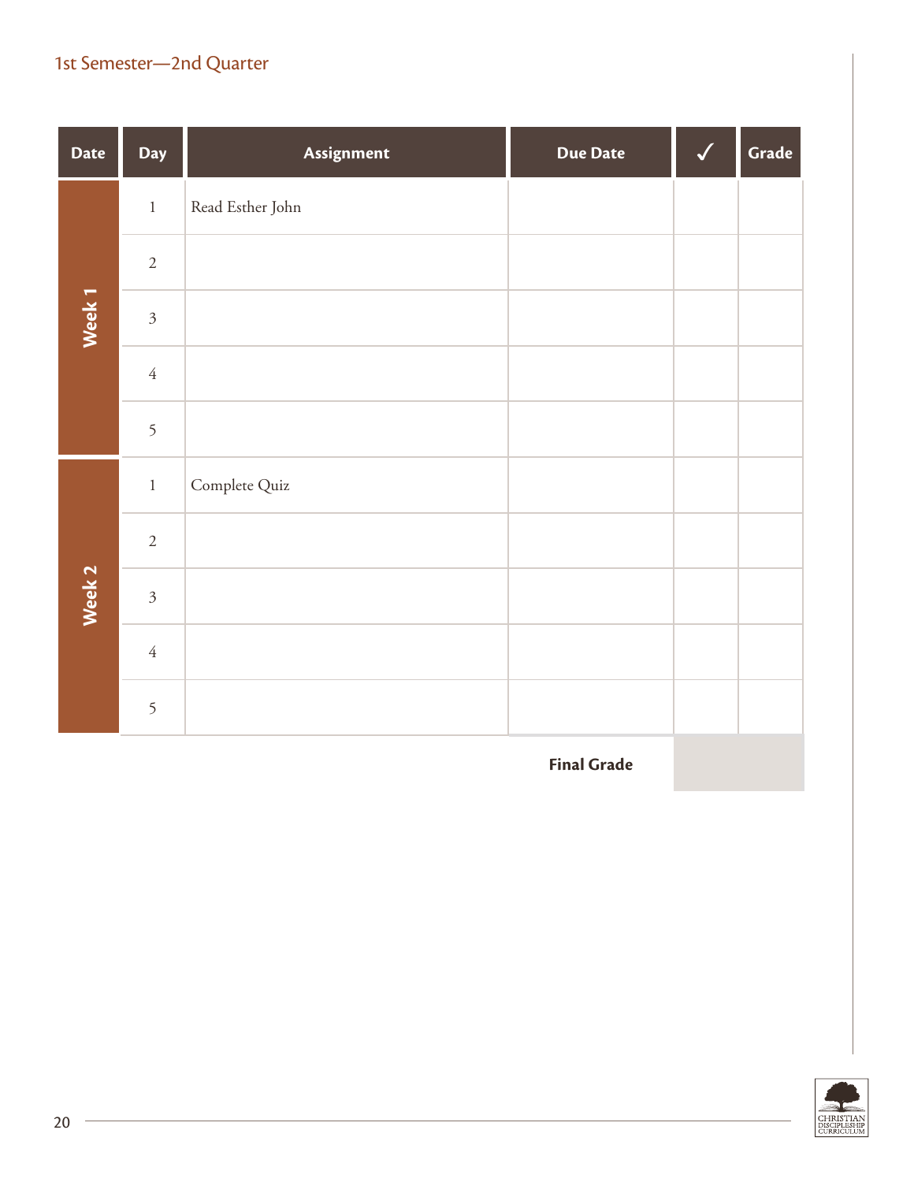1st Semester—2nd Quarter

| Date | Day | Assignment | Due Date | ✓ | Grade |
|---|---|---|---|---|---|
| Week 1 | 1 | Read Esther John | | | |
| | 2 | | | | |
| | 3 | | | | |
| | 4 | | | | |
| | 5 | | | | |
| Week 2 | 1 | Complete Quiz | | | |
| | 2 | | | | |
| | 3 | | | | |
| | 4 | | | | |
| | 5 | | | | |
| | | | **Final Grade** | | |